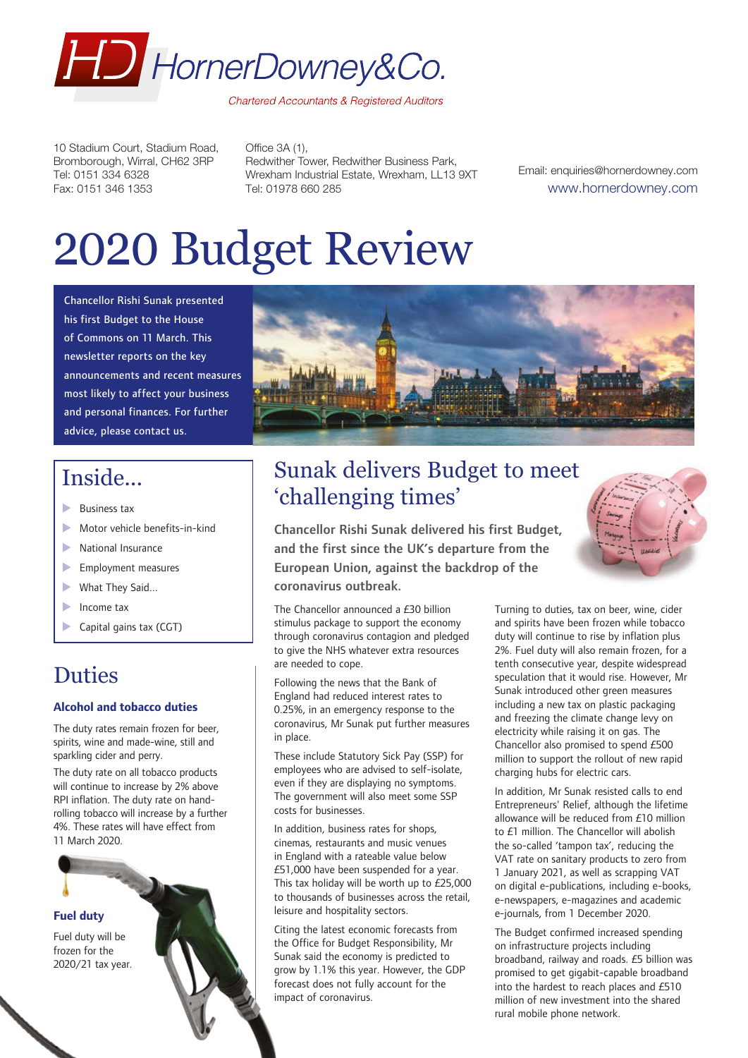# HornerDowney&Co.

*Chartered Accountants & Registered Auditors*

10 Stadium Court, Stadium Road, Bromborough, Wirral, CH62 3RP
Tel: 0151 334 6328
Fax: 0151 346 1353

Office 3A (1),
Redwither Tower, Redwither Business Park,
Wrexham Industrial Estate, Wrexham, LL13 9XT
Tel: 01978 660 285

Email: enquiries@hornerdowney.com
www.hornerdowney.com

# 2020 Budget Review

Chancellor Rishi Sunak presented his first Budget to the House of Commons on 11 March. This newsletter reports on the key announcements and recent measures most likely to affect your business and personal finances. For further advice, please contact us.

## Inside...

- Business tax
- Motor vehicle benefits-in-kind
- National Insurance
- Employment measures
- What They Said...
- Income tax
- Capital gains tax (CGT)

## Duties

### Alcohol and tobacco duties

The duty rates remain frozen for beer, spirits, wine and made-wine, still and sparkling cider and perry.

The duty rate on all tobacco products will continue to increase by 2% above RPI inflation. The duty rate on hand-rolling tobacco will increase by a further 4%. These rates will have effect from 11 March 2020.

### Fuel duty

Fuel duty will be frozen for the 2020/21 tax year.

## Sunak delivers Budget to meet 'challenging times'

**Chancellor Rishi Sunak delivered his first Budget, and the first since the UK's departure from the European Union, against the backdrop of the coronavirus outbreak.**

The Chancellor announced a £30 billion stimulus package to support the economy through coronavirus contagion and pledged to give the NHS whatever extra resources are needed to cope.

Following the news that the Bank of England had reduced interest rates to 0.25%, in an emergency response to the coronavirus, Mr Sunak put further measures in place.

These include Statutory Sick Pay (SSP) for employees who are advised to self-isolate, even if they are displaying no symptoms. The government will also meet some SSP costs for businesses.

In addition, business rates for shops, cinemas, restaurants and music venues in England with a rateable value below £51,000 have been suspended for a year. This tax holiday will be worth up to £25,000 to thousands of businesses across the retail, leisure and hospitality sectors.

Citing the latest economic forecasts from the Office for Budget Responsibility, Mr Sunak said the economy is predicted to grow by 1.1% this year. However, the GDP forecast does not fully account for the impact of coronavirus.

Turning to duties, tax on beer, wine, cider and spirits have been frozen while tobacco duty will continue to rise by inflation plus 2%. Fuel duty will also remain frozen, for a tenth consecutive year, despite widespread speculation that it would rise. However, Mr Sunak introduced other green measures including a new tax on plastic packaging and freezing the climate change levy on electricity while raising it on gas. The Chancellor also promised to spend £500 million to support the rollout of new rapid charging hubs for electric cars.

In addition, Mr Sunak resisted calls to end Entrepreneurs' Relief, although the lifetime allowance will be reduced from £10 million to £1 million. The Chancellor will abolish the so-called 'tampon tax', reducing the VAT rate on sanitary products to zero from 1 January 2021, as well as scrapping VAT on digital e-publications, including e-books, e-newspapers, e-magazines and academic e-journals, from 1 December 2020.

The Budget confirmed increased spending on infrastructure projects including broadband, railway and roads. £5 billion was promised to get gigabit-capable broadband into the hardest to reach places and £510 million of new investment into the shared rural mobile phone network.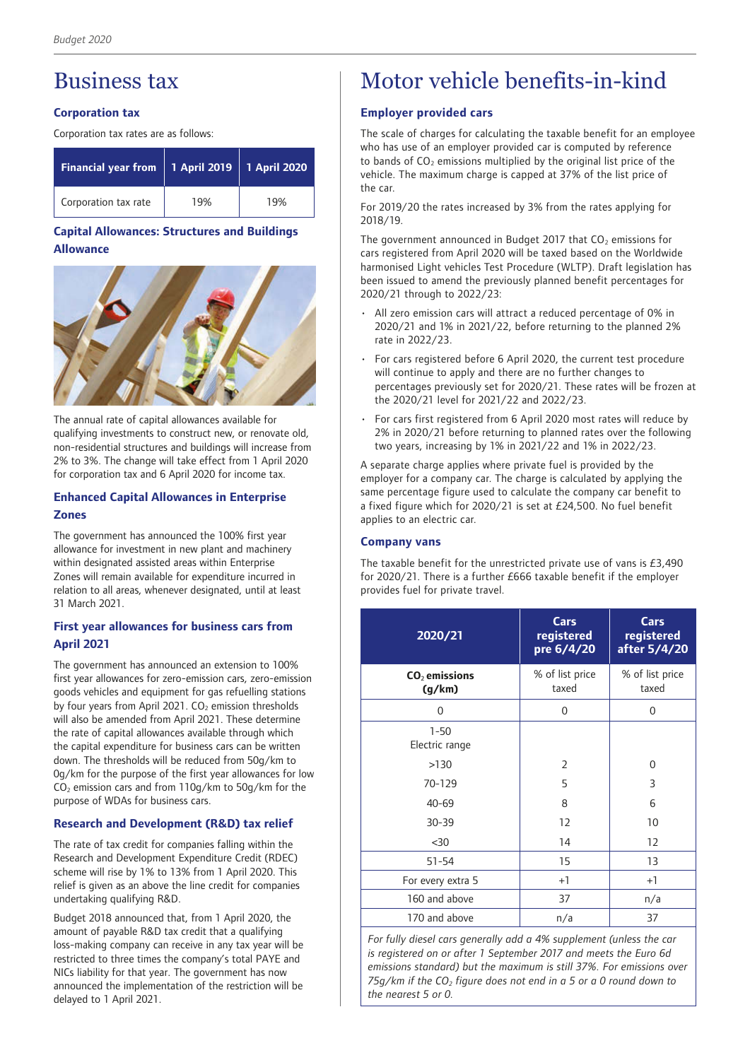# Business tax

### Corporation tax

Corporation tax rates are as follows:

| Financial year from | 1 April 2019 | 1 April 2020 |
| --- | --- | --- |
| Corporation tax rate | 19% | 19% |

### Capital Allowances: Structures and Buildings Allowance

The annual rate of capital allowances available for qualifying investments to construct new, or renovate old, non-residential structures and buildings will increase from 2% to 3%. The change will take effect from 1 April 2020 for corporation tax and 6 April 2020 for income tax.

### Enhanced Capital Allowances in Enterprise Zones

The government has announced the 100% first year allowance for investment in new plant and machinery within designated assisted areas within Enterprise Zones will remain available for expenditure incurred in relation to all areas, whenever designated, until at least 31 March 2021.

### First year allowances for business cars from April 2021

The government has announced an extension to 100% first year allowances for zero-emission cars, zero-emission goods vehicles and equipment for gas refuelling stations by four years from April 2021. $CO_2$ emission thresholds will also be amended from April 2021. These determine the rate of capital allowances available through which the capital expenditure for business cars can be written down. The thresholds will be reduced from 50g/km to 0g/km for the purpose of the first year allowances for low $CO_2$ emission cars and from 110g/km to 50g/km for the purpose of WDAs for business cars.

### Research and Development (R&D) tax relief

The rate of tax credit for companies falling within the Research and Development Expenditure Credit (RDEC) scheme will rise by 1% to 13% from 1 April 2020. This relief is given as an above the line credit for companies undertaking qualifying R&D.

Budget 2018 announced that, from 1 April 2020, the amount of payable R&D tax credit that a qualifying loss-making company can receive in any tax year will be restricted to three times the company's total PAYE and NICs liability for that year. The government has now announced the implementation of the restriction will be delayed to 1 April 2021.

# Motor vehicle benefits-in-kind

### Employer provided cars

The scale of charges for calculating the taxable benefit for an employee who has use of an employer provided car is computed by reference to bands of $CO_2$ emissions multiplied by the original list price of the vehicle. The maximum charge is capped at 37% of the list price of the car.

For 2019/20 the rates increased by 3% from the rates applying for 2018/19.

The government announced in Budget 2017 that $CO_2$ emissions for cars registered from April 2020 will be taxed based on the Worldwide harmonised Light vehicles Test Procedure (WLTP). Draft legislation has been issued to amend the previously planned benefit percentages for 2020/21 through to 2022/23:

- All zero emission cars will attract a reduced percentage of 0% in 2020/21 and 1% in 2021/22, before returning to the planned 2% rate in 2022/23.
- For cars registered before 6 April 2020, the current test procedure will continue to apply and there are no further changes to percentages previously set for 2020/21. These rates will be frozen at the 2020/21 level for 2021/22 and 2022/23.
- For cars first registered from 6 April 2020 most rates will reduce by 2% in 2020/21 before returning to planned rates over the following two years, increasing by 1% in 2021/22 and 1% in 2022/23.

A separate charge applies where private fuel is provided by the employer for a company car. The charge is calculated by applying the same percentage figure used to calculate the company car benefit to a fixed figure which for 2020/21 is set at £24,500. No fuel benefit applies to an electric car.

### Company vans

The taxable benefit for the unrestricted private use of vans is £3,490 for 2020/21. There is a further £666 taxable benefit if the employer provides fuel for private travel.

| 2020/21 | Cars registered pre 6/4/20 | Cars registered after 5/4/20 |
| --- | --- | --- |
| **$CO_2$ emissions (g/km)** | % of list price taxed | % of list price taxed |
| 0 | 0 | 0 |
| 1-50 Electric range | | |
| >130 | 2 | 0 |
| 70-129 | 5 | 3 |
| 40-69 | 8 | 6 |
| 30-39 | 12 | 10 |
| <30 | 14 | 12 |
| 51-54 | 15 | 13 |
| For every extra 5 | +1 | +1 |
| 160 and above | 37 | n/a |
| 170 and above | n/a | 37 |

*For fully diesel cars generally add a 4% supplement (unless the car is registered on or after 1 September 2017 and meets the Euro 6d emissions standard) but the maximum is still 37%. For emissions over 75g/km if the $CO_2$ figure does not end in a 5 or a 0 round down to the nearest 5 or 0.*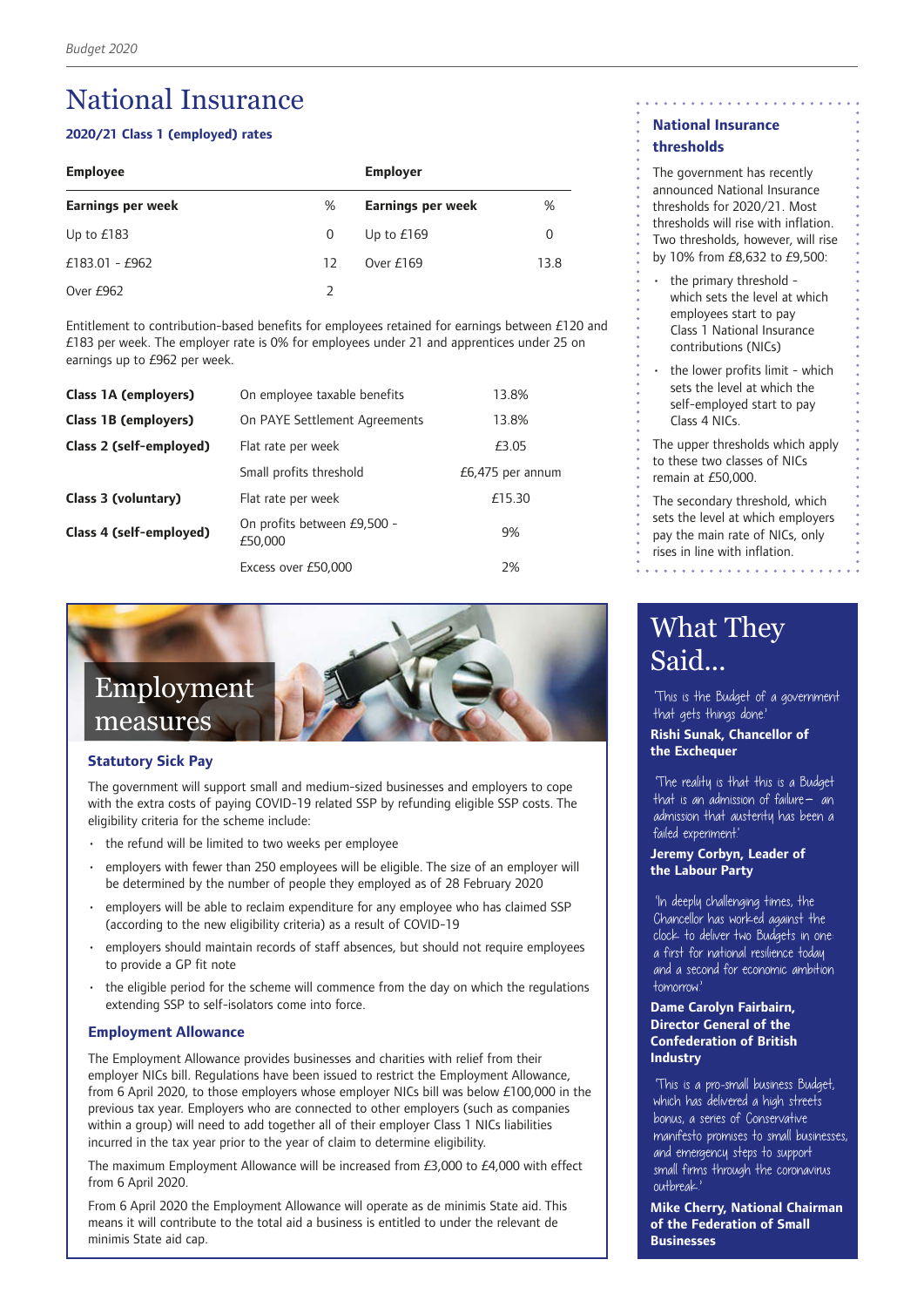# National Insurance

### 2020/21 Class 1 (employed) rates

| Employee | | Employer | |
|---|---|---|---|
| **Earnings per week** | **%** | **Earnings per week** | **%** |
| Up to £183 | 0 | Up to £169 | 0 |
| £183.01 - £962 | 12 | Over £169 | 13.8 |
| Over £962 | 2 | | |

Entitlement to contribution-based benefits for employees retained for earnings between £120 and £183 per week. The employer rate is 0% for employees under 21 and apprentices under 25 on earnings up to £962 per week.

| | | |
|---|---|---|
| **Class 1A (employers)** | On employee taxable benefits | 13.8% |
| **Class 1B (employers)** | On PAYE Settlement Agreements | 13.8% |
| **Class 2 (self-employed)** | Flat rate per week | £3.05 |
| | Small profits threshold | £6,475 per annum |
| **Class 3 (voluntary)** | Flat rate per week | £15.30 |
| **Class 4 (self-employed)** | On profits between £9,500 - £50,000 | 9% |
| | Excess over £50,000 | 2% |

### National Insurance thresholds

The government has recently announced National Insurance thresholds for 2020/21. Most thresholds will rise with inflation. Two thresholds, however, will rise by 10% from £8,632 to £9,500:

- the primary threshold - which sets the level at which employees start to pay Class 1 National Insurance contributions (NICs)
- the lower profits limit - which sets the level at which the self-employed start to pay Class 4 NICs.

The upper thresholds which apply to these two classes of NICs remain at £50,000.

The secondary threshold, which sets the level at which employers pay the main rate of NICs, only rises in line with inflation.

## Employment measures

### Statutory Sick Pay

The government will support small and medium-sized businesses and employers to cope with the extra costs of paying COVID-19 related SSP by refunding eligible SSP costs. The eligibility criteria for the scheme include:

- the refund will be limited to two weeks per employee
- employers with fewer than 250 employees will be eligible. The size of an employer will be determined by the number of people they employed as of 28 February 2020
- employers will be able to reclaim expenditure for any employee who has claimed SSP (according to the new eligibility criteria) as a result of COVID-19
- employers should maintain records of staff absences, but should not require employees to provide a GP fit note
- the eligible period for the scheme will commence from the day on which the regulations extending SSP to self-isolators come into force.

### Employment Allowance

The Employment Allowance provides businesses and charities with relief from their employer NICs bill. Regulations have been issued to restrict the Employment Allowance, from 6 April 2020, to those employers whose employer NICs bill was below £100,000 in the previous tax year. Employers who are connected to other employers (such as companies within a group) will need to add together all of their employer Class 1 NICs liabilities incurred in the tax year prior to the year of claim to determine eligibility.

The maximum Employment Allowance will be increased from £3,000 to £4,000 with effect from 6 April 2020.

From 6 April 2020 the Employment Allowance will operate as de minimis State aid. This means it will contribute to the total aid a business is entitled to under the relevant de minimis State aid cap.

## What They Said...

'This is the Budget of a government that gets things done.'

**Rishi Sunak, Chancellor of the Exchequer**

'The reality is that this is a Budget that is an admission of failure – an admission that austerity has been a failed experiment.'

**Jeremy Corbyn, Leader of the Labour Party**

'In deeply challenging times, the Chancellor has worked against the clock to deliver two Budgets in one: a first for national resilience today and a second for economic ambition tomorrow.'

**Dame Carolyn Fairbairn, Director General of the Confederation of British Industry**

'This is a pro-small business Budget, which has delivered a high streets bonus, a series of Conservative manifesto promises to small businesses, and emergency steps to support small firms through the coronavirus outbreak.'

**Mike Cherry, National Chairman of the Federation of Small Businesses**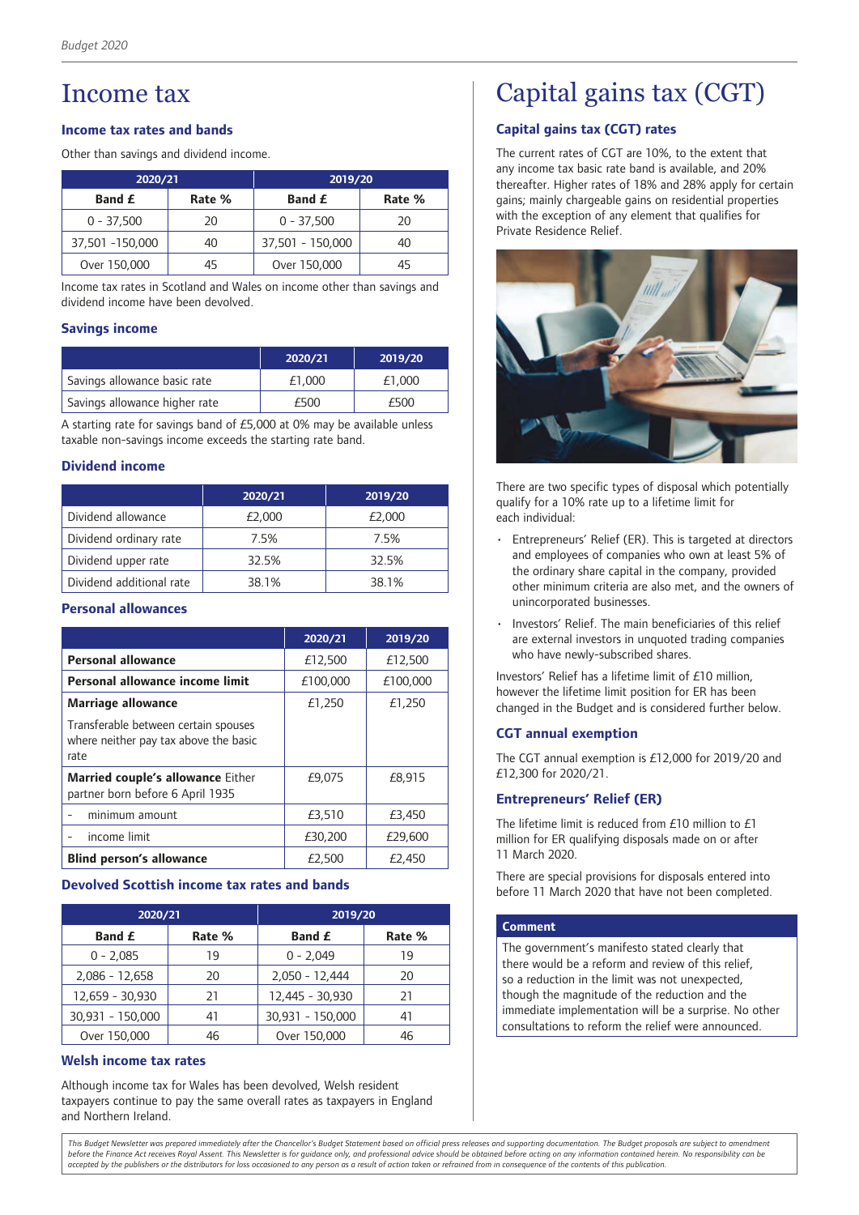# Income tax

### Income tax rates and bands

Other than savings and dividend income.

| 2020/21 | | 2019/20 | |
|---|---|---|---|
| Band £ | Rate % | Band £ | Rate % |
| 0 - 37,500 | 20 | 0 - 37,500 | 20 |
| 37,501 -150,000 | 40 | 37,501 - 150,000 | 40 |
| Over 150,000 | 45 | Over 150,000 | 45 |

Income tax rates in Scotland and Wales on income other than savings and dividend income have been devolved.

### Savings income

| | 2020/21 | 2019/20 |
|---|---|---|
| Savings allowance basic rate | £1,000 | £1,000 |
| Savings allowance higher rate | £500 | £500 |

A starting rate for savings band of £5,000 at 0% may be available unless taxable non-savings income exceeds the starting rate band.

### Dividend income

| | 2020/21 | 2019/20 |
|---|---|---|
| Dividend allowance | £2,000 | £2,000 |
| Dividend ordinary rate | 7.5% | 7.5% |
| Dividend upper rate | 32.5% | 32.5% |
| Dividend additional rate | 38.1% | 38.1% |

### Personal allowances

| | 2020/21 | 2019/20 |
|---|---|---|
| **Personal allowance** | £12,500 | £12,500 |
| **Personal allowance income limit** | £100,000 | £100,000 |
| **Marriage allowance** | £1,250 | £1,250 |
| Transferable between certain spouses where neither pay tax above the basic rate | | |
| **Married couple's allowance** Either partner born before 6 April 1935 | £9,075 | £8,915 |
| - minimum amount | £3,510 | £3,450 |
| - income limit | £30,200 | £29,600 |
| **Blind person's allowance** | £2,500 | £2,450 |

### Devolved Scottish income tax rates and bands

| 2020/21 | | 2019/20 | |
|---|---|---|---|
| Band £ | Rate % | Band £ | Rate % |
| 0 - 2,085 | 19 | 0 - 2,049 | 19 |
| 2,086 - 12,658 | 20 | 2,050 - 12,444 | 20 |
| 12,659 - 30,930 | 21 | 12,445 - 30,930 | 21 |
| 30,931 - 150,000 | 41 | 30,931 - 150,000 | 41 |
| Over 150,000 | 46 | Over 150,000 | 46 |

### Welsh income tax rates

Although income tax for Wales has been devolved, Welsh resident taxpayers continue to pay the same overall rates as taxpayers in England and Northern Ireland.

# Capital gains tax (CGT)

### Capital gains tax (CGT) rates

The current rates of CGT are 10%, to the extent that any income tax basic rate band is available, and 20% thereafter. Higher rates of 18% and 28% apply for certain gains; mainly chargeable gains on residential properties with the exception of any element that qualifies for Private Residence Relief.

There are two specific types of disposal which potentially qualify for a 10% rate up to a lifetime limit for each individual:

- Entrepreneurs' Relief (ER). This is targeted at directors and employees of companies who own at least 5% of the ordinary share capital in the company, provided other minimum criteria are also met, and the owners of unincorporated businesses.
- Investors' Relief. The main beneficiaries of this relief are external investors in unquoted trading companies who have newly-subscribed shares.

Investors' Relief has a lifetime limit of £10 million, however the lifetime limit position for ER has been changed in the Budget and is considered further below.

### CGT annual exemption

The CGT annual exemption is £12,000 for 2019/20 and £12,300 for 2020/21.

### Entrepreneurs' Relief (ER)

The lifetime limit is reduced from £10 million to £1 million for ER qualifying disposals made on or after 11 March 2020.

There are special provisions for disposals entered into before 11 March 2020 that have not been completed.

**Comment**

The government's manifesto stated clearly that there would be a reform and review of this relief, so a reduction in the limit was not unexpected, though the magnitude of the reduction and the immediate implementation will be a surprise. No other consultations to reform the relief were announced.

*This Budget Newsletter was prepared immediately after the Chancellor's Budget Statement based on official press releases and supporting documentation. The Budget proposals are subject to amendment before the Finance Act receives Royal Assent. This Newsletter is for guidance only, and professional advice should be obtained before acting on any information contained herein. No responsibility can be accepted by the publishers or the distributors for loss occasioned to any person as a result of action taken or refrained from in consequence of the contents of this publication.*